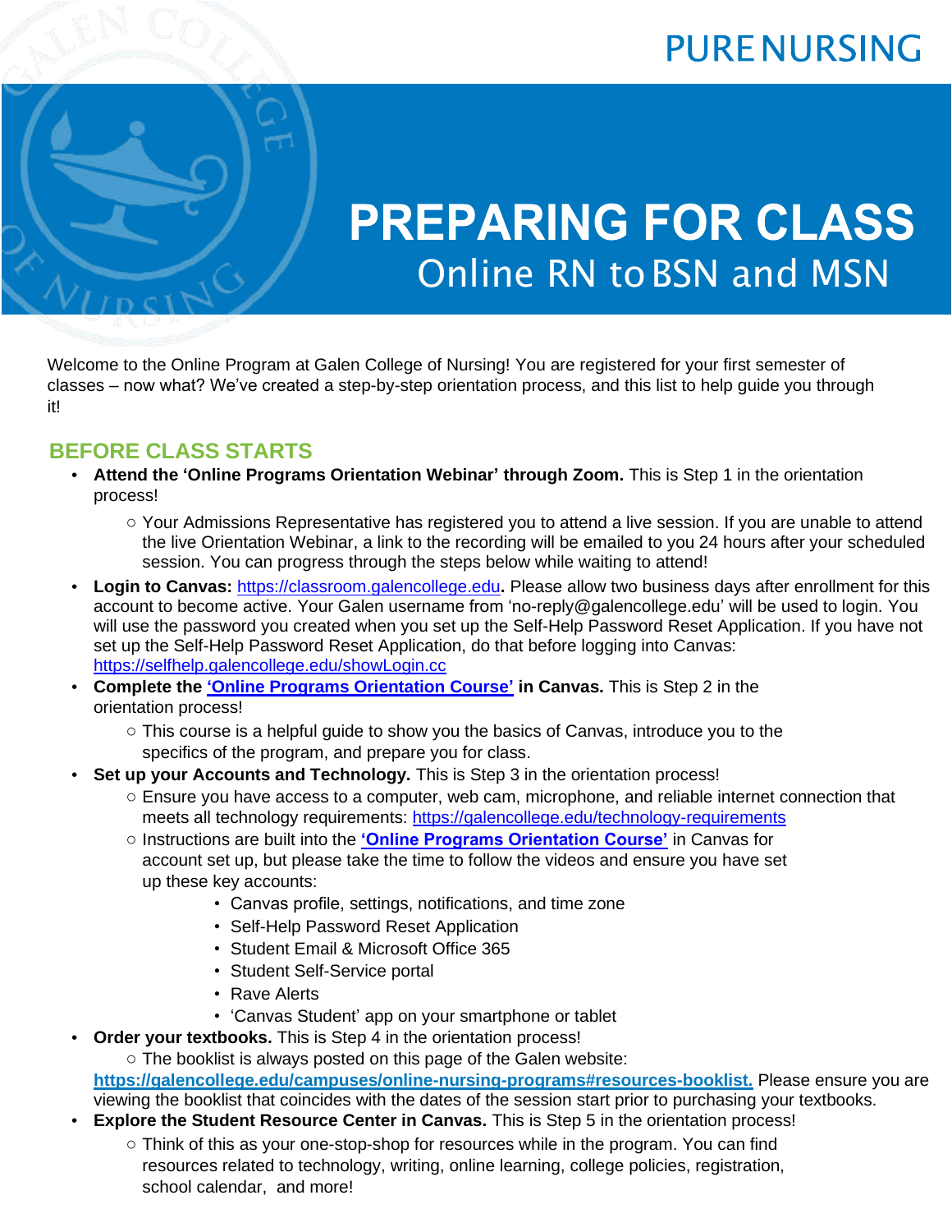PURE NURSING

# PREPARING FOR CLASS

## Online RN to BSN and MSN

Welcome to the Online Program at Galen College of Nursing! You are registered for your first semester of classes – now what? We've created a step-by-step orientation process, and this list to help guide you through it!

## BEFORE CLASS STARTS

- **Attend the 'Online Programs Orientation Webinar' through Zoom.** This is Step 1 in the orientation process!
  - Your Admissions Representative has registered you to attend a live session. If you are unable to attend the live Orientation Webinar, a link to the recording will be emailed to you 24 hours after your scheduled session. You can progress through the steps below while waiting to attend!
- **Login to Canvas:** https://classroom.galencollege.edu**.** Please allow two business days after enrollment for this account to become active. Your Galen username from 'no-reply@galencollege.edu' will be used to login. You will use the password you created when you set up the Self-Help Password Reset Application. If you have not set up the Self-Help Password Reset Application, do that before logging into Canvas: https://selfhelp.galencollege.edu/showLogin.cc
- **Complete the 'Online Programs Orientation Course' in Canvas.** This is Step 2 in the orientation process!
  - This course is a helpful guide to show you the basics of Canvas, introduce you to the specifics of the program, and prepare you for class.
- **Set up your Accounts and Technology.** This is Step 3 in the orientation process!
  - Ensure you have access to a computer, web cam, microphone, and reliable internet connection that meets all technology requirements: https://galencollege.edu/technology-requirements
  - Instructions are built into the **'Online Programs Orientation Course'** in Canvas for account set up, but please take the time to follow the videos and ensure you have set up these key accounts:
    - Canvas profile, settings, notifications, and time zone
    - Self-Help Password Reset Application
    - Student Email & Microsoft Office 365
    - Student Self-Service portal
    - Rave Alerts
    - 'Canvas Student' app on your smartphone or tablet
- **Order your textbooks.** This is Step 4 in the orientation process!
  - The booklist is always posted on this page of the Galen website: **https://galencollege.edu/campuses/online-nursing-programs#resources-booklist.** Please ensure you are viewing the booklist that coincides with the dates of the session start prior to purchasing your textbooks.
- **Explore the Student Resource Center in Canvas.** This is Step 5 in the orientation process!
  - Think of this as your one-stop-shop for resources while in the program. You can find resources related to technology, writing, online learning, college policies, registration, school calendar, and more!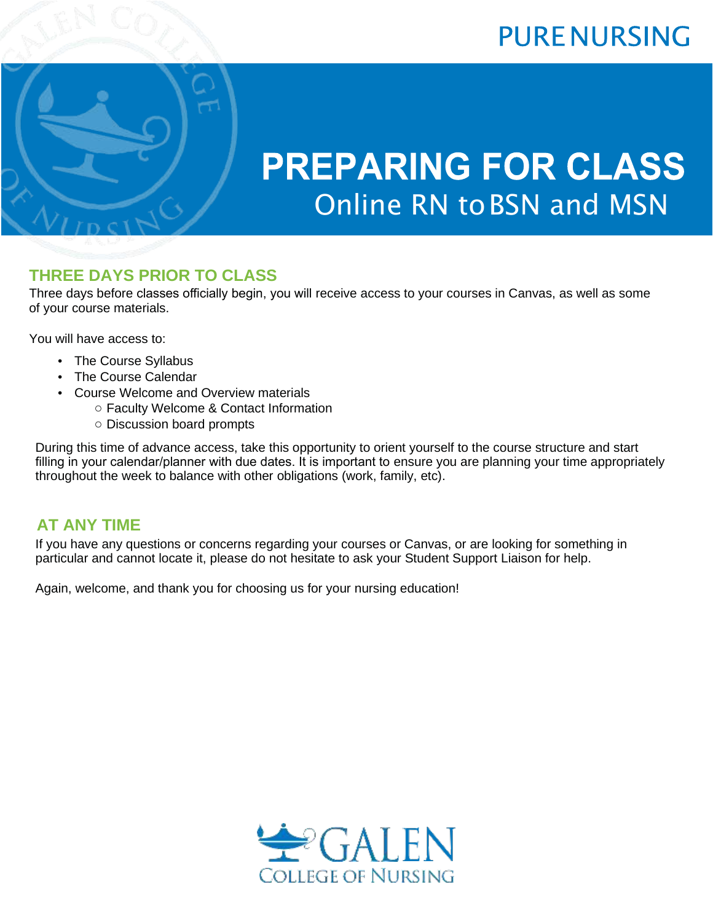PURE NURSING

# PREPARING FOR CLASS

## Online RN to BSN and MSN

## THREE DAYS PRIOR TO CLASS

Three days before classes officially begin, you will receive access to your courses in Canvas, as well as some of your course materials.

You will have access to:

- The Course Syllabus
- The Course Calendar
- Course Welcome and Overview materials
    - Faculty Welcome & Contact Information
    - Discussion board prompts

During this time of advance access, take this opportunity to orient yourself to the course structure and start filling in your calendar/planner with due dates. It is important to ensure you are planning your time appropriately throughout the week to balance with other obligations (work, family, etc).

## AT ANY TIME

If you have any questions or concerns regarding your courses or Canvas, or are looking for something in particular and cannot locate it, please do not hesitate to ask your Student Support Liaison for help.

Again, welcome, and thank you for choosing us for your nursing education!

GALEN COLLEGE OF NURSING